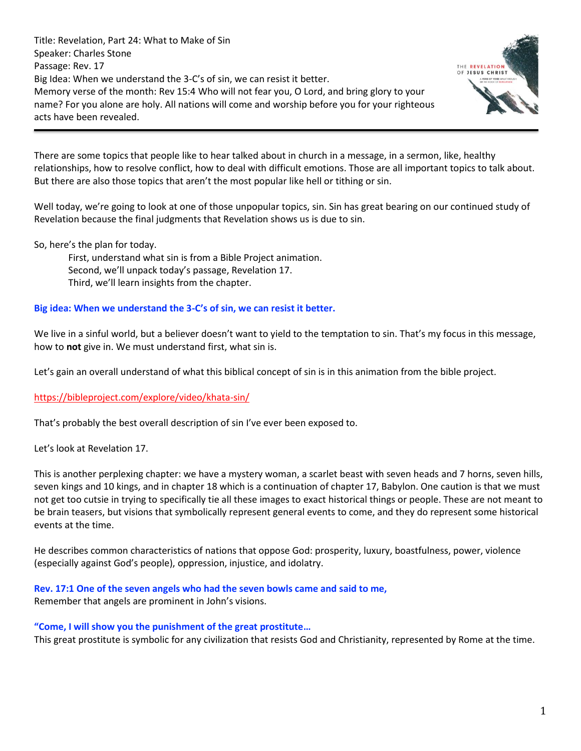Title: Revelation, Part 24: What to Make of Sin
Speaker: Charles Stone
Passage: Rev. 17
Big Idea: When we understand the 3-C's of sin, we can resist it better.
Memory verse of the month: Rev 15:4 Who will not fear you, O Lord, and bring glory to your name? For you alone are holy. All nations will come and worship before you for your righteous acts have been revealed.

---

There are some topics that people like to hear talked about in church in a message, in a sermon, like, healthy relationships, how to resolve conflict, how to deal with difficult emotions. Those are all important topics to talk about. But there are also those topics that aren't the most popular like hell or tithing or sin.

Well today, we're going to look at one of those unpopular topics, sin. Sin has great bearing on our continued study of Revelation because the final judgments that Revelation shows us is due to sin.

So, here's the plan for today.

First, understand what sin is from a Bible Project animation.
Second, we'll unpack today's passage, Revelation 17.
Third, we'll learn insights from the chapter.

**Big idea: When we understand the 3-C's of sin, we can resist it better.**

We live in a sinful world, but a believer doesn't want to yield to the temptation to sin. That's my focus in this message, how to **not** give in. We must understand first, what sin is.

Let's gain an overall understand of what this biblical concept of sin is in this animation from the bible project.

https://bibleproject.com/explore/video/khata-sin/

That's probably the best overall description of sin I've ever been exposed to.

Let's look at Revelation 17.

This is another perplexing chapter: we have a mystery woman, a scarlet beast with seven heads and 7 horns, seven hills, seven kings and 10 kings, and in chapter 18 which is a continuation of chapter 17, Babylon. One caution is that we must not get too cutsie in trying to specifically tie all these images to exact historical things or people. These are not meant to be brain teasers, but visions that symbolically represent general events to come, and they do represent some historical events at the time.

He describes common characteristics of nations that oppose God: prosperity, luxury, boastfulness, power, violence (especially against God's people), oppression, injustice, and idolatry.

**Rev. 17:1 One of the seven angels who had the seven bowls came and said to me,**
Remember that angels are prominent in John's visions.

**"Come, I will show you the punishment of the great prostitute…**
This great prostitute is symbolic for any civilization that resists God and Christianity, represented by Rome at the time.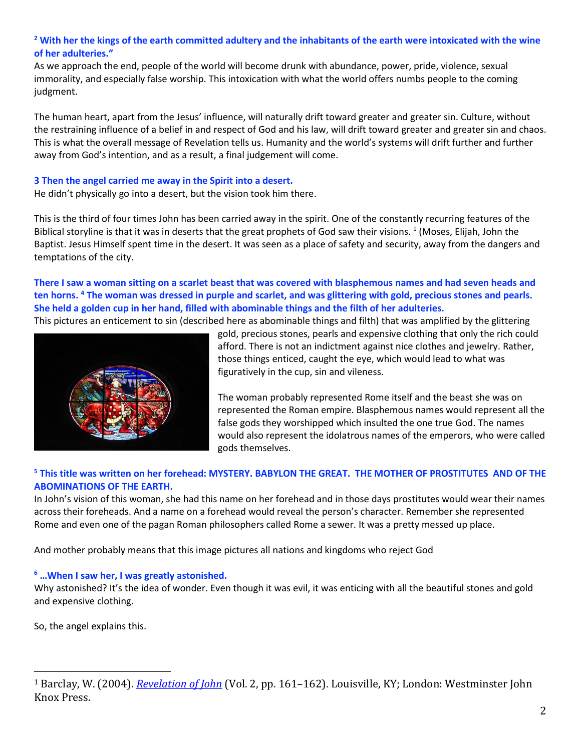**[2] With her the kings of the earth committed adultery and the inhabitants of the earth were intoxicated with the wine of her adulteries."**

As we approach the end, people of the world will become drunk with abundance, power, pride, violence, sexual immorality, and especially false worship. This intoxication with what the world offers numbs people to the coming judgment.

The human heart, apart from the Jesus' influence, will naturally drift toward greater and greater sin. Culture, without the restraining influence of a belief in and respect of God and his law, will drift toward greater and greater sin and chaos. This is what the overall message of Revelation tells us. Humanity and the world's systems will drift further and further away from God's intention, and as a result, a final judgement will come.

**3 Then the angel carried me away in the Spirit into a desert.**

He didn't physically go into a desert, but the vision took him there.

This is the third of four times John has been carried away in the spirit. One of the constantly recurring features of the Biblical storyline is that it was in deserts that the great prophets of God saw their visions. [1] (Moses, Elijah, John the Baptist. Jesus Himself spent time in the desert. It was seen as a place of safety and security, away from the dangers and temptations of the city.

**There I saw a woman sitting on a scarlet beast that was covered with blasphemous names and had seven heads and ten horns. [4] The woman was dressed in purple and scarlet, and was glittering with gold, precious stones and pearls. She held a golden cup in her hand, filled with abominable things and the filth of her adulteries.**

This pictures an enticement to sin (described here as abominable things and filth) that was amplified by the glittering gold, precious stones, pearls and expensive clothing that only the rich could afford. There is not an indictment against nice clothes and jewelry. Rather, those things enticed, caught the eye, which would lead to what was figuratively in the cup, sin and vileness.

The woman probably represented Rome itself and the beast she was on represented the Roman empire. Blasphemous names would represent all the false gods they worshipped which insulted the one true God. The names would also represent the idolatrous names of the emperors, who were called gods themselves.

**[5] This title was written on her forehead: MYSTERY. BABYLON THE GREAT. THE MOTHER OF PROSTITUTES AND OF THE ABOMINATIONS OF THE EARTH.**

In John's vision of this woman, she had this name on her forehead and in those days prostitutes would wear their names across their foreheads. And a name on a forehead would reveal the person's character. Remember she represented Rome and even one of the pagan Roman philosophers called Rome a sewer. It was a pretty messed up place.

And mother probably means that this image pictures all nations and kingdoms who reject God

**[6] …When I saw her, I was greatly astonished.**

Why astonished? It's the idea of wonder. Even though it was evil, it was enticing with all the beautiful stones and gold and expensive clothing.

So, the angel explains this.

---

[1] Barclay, W. (2004). *Revelation of John* (Vol. 2, pp. 161–162). Louisville, KY; London: Westminster John Knox Press.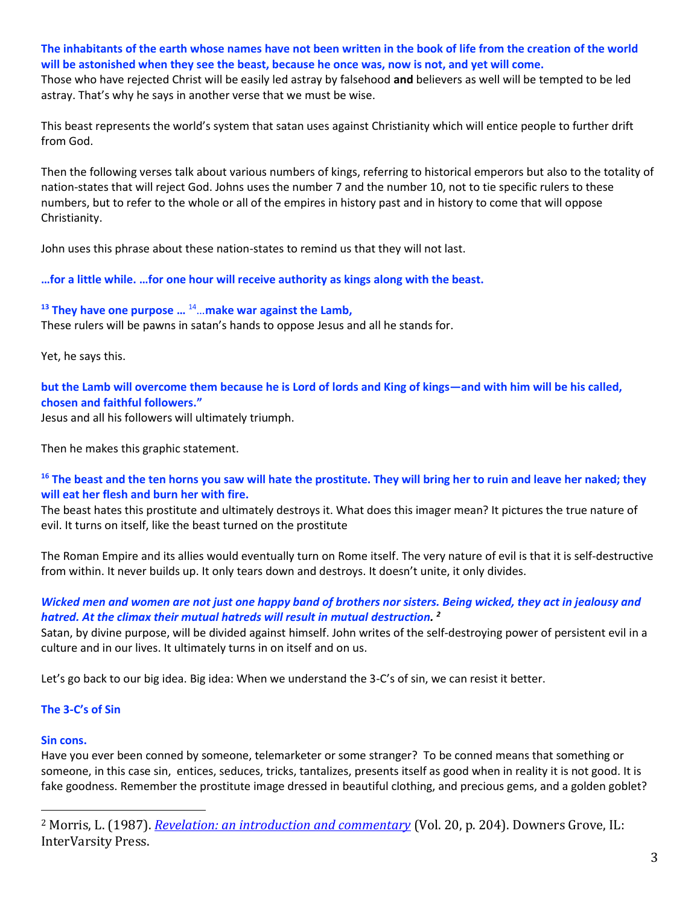**The inhabitants of the earth whose names have not been written in the book of life from the creation of the world will be astonished when they see the beast, because he once was, now is not, and yet will come.**
Those who have rejected Christ will be easily led astray by falsehood **and** believers as well will be tempted to be led astray. That's why he says in another verse that we must be wise.

This beast represents the world's system that satan uses against Christianity which will entice people to further drift from God.

Then the following verses talk about various numbers of kings, referring to historical emperors but also to the totality of nation-states that will reject God. Johns uses the number 7 and the number 10, not to tie specific rulers to these numbers, but to refer to the whole or all of the empires in history past and in history to come that will oppose Christianity.

John uses this phrase about these nation-states to remind us that they will not last.

**…for a little while. …for one hour will receive authority as kings along with the beast.**

**[13] They have one purpose …** [14]…**make war against the Lamb,**
These rulers will be pawns in satan's hands to oppose Jesus and all he stands for.

Yet, he says this.

**but the Lamb will overcome them because he is Lord of lords and King of kings—and with him will be his called, chosen and faithful followers."**
Jesus and all his followers will ultimately triumph.

Then he makes this graphic statement.

**[16] The beast and the ten horns you saw will hate the prostitute. They will bring her to ruin and leave her naked; they will eat her flesh and burn her with fire.**
The beast hates this prostitute and ultimately destroys it. What does this imager mean? It pictures the true nature of evil. It turns on itself, like the beast turned on the prostitute

The Roman Empire and its allies would eventually turn on Rome itself. The very nature of evil is that it is self-destructive from within. It never builds up. It only tears down and destroys. It doesn't unite, it only divides.

***Wicked men and women are not just one happy band of brothers nor sisters. Being wicked, they act in jealousy and hatred. At the climax their mutual hatreds will result in mutual destruction.*** [2]
Satan, by divine purpose, will be divided against himself. John writes of the self-destroying power of persistent evil in a culture and in our lives. It ultimately turns in on itself and on us.

Let's go back to our big idea. Big idea: When we understand the 3-C's of sin, we can resist it better.

**The 3-C's of Sin**

**Sin cons.**
Have you ever been conned by someone, telemarketer or some stranger? To be conned means that something or someone, in this case sin, entices, seduces, tricks, tantalizes, presents itself as good when in reality it is not good. It is fake goodness. Remember the prostitute image dressed in beautiful clothing, and precious gems, and a golden goblet?

---

[2] Morris, L. (1987). *Revelation: an introduction and commentary* (Vol. 20, p. 204). Downers Grove, IL: InterVarsity Press.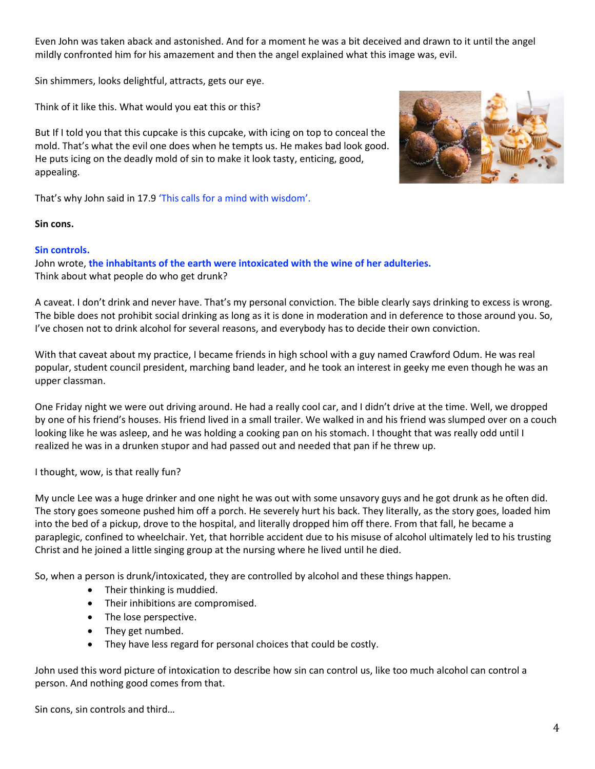Even John was taken aback and astonished. And for a moment he was a bit deceived and drawn to it until the angel mildly confronted him for his amazement and then the angel explained what this image was, evil.

Sin shimmers, looks delightful, attracts, gets our eye.

Think of it like this. What would you eat this or this?

But If I told you that this cupcake is this cupcake, with icing on top to conceal the mold. That's what the evil one does when he tempts us. He makes bad look good. He puts icing on the deadly mold of sin to make it look tasty, enticing, good, appealing.

That's why John said in 17.9 'This calls for a mind with wisdom'.

**Sin cons.**

**Sin controls.**
John wrote, **the inhabitants of the earth were intoxicated with the wine of her adulteries.**
Think about what people do who get drunk?

A caveat. I don't drink and never have. That's my personal conviction. The bible clearly says drinking to excess is wrong. The bible does not prohibit social drinking as long as it is done in moderation and in deference to those around you. So, I've chosen not to drink alcohol for several reasons, and everybody has to decide their own conviction.

With that caveat about my practice, I became friends in high school with a guy named Crawford Odum. He was real popular, student council president, marching band leader, and he took an interest in geeky me even though he was an upper classman.

One Friday night we were out driving around. He had a really cool car, and I didn't drive at the time. Well, we dropped by one of his friend's houses. His friend lived in a small trailer. We walked in and his friend was slumped over on a couch looking like he was asleep, and he was holding a cooking pan on his stomach. I thought that was really odd until I realized he was in a drunken stupor and had passed out and needed that pan if he threw up.

I thought, wow, is that really fun?

My uncle Lee was a huge drinker and one night he was out with some unsavory guys and he got drunk as he often did. The story goes someone pushed him off a porch. He severely hurt his back. They literally, as the story goes, loaded him into the bed of a pickup, drove to the hospital, and literally dropped him off there. From that fall, he became a paraplegic, confined to wheelchair. Yet, that horrible accident due to his misuse of alcohol ultimately led to his trusting Christ and he joined a little singing group at the nursing where he lived until he died.

So, when a person is drunk/intoxicated, they are controlled by alcohol and these things happen.

- Their thinking is muddied.
- Their inhibitions are compromised.
- The lose perspective.
- They get numbed.
- They have less regard for personal choices that could be costly.

John used this word picture of intoxication to describe how sin can control us, like too much alcohol can control a person. And nothing good comes from that.

Sin cons, sin controls and third…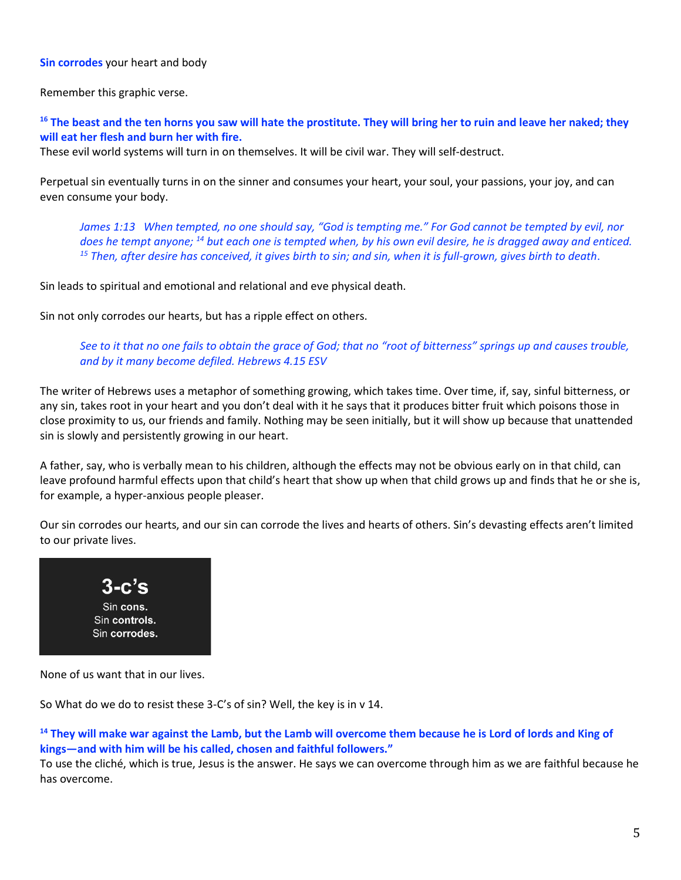**Sin corrodes** your heart and body

Remember this graphic verse.

**[16] The beast and the ten horns you saw will hate the prostitute. They will bring her to ruin and leave her naked; they will eat her flesh and burn her with fire.**
These evil world systems will turn in on themselves. It will be civil war. They will self-destruct.

Perpetual sin eventually turns in on the sinner and consumes your heart, your soul, your passions, your joy, and can even consume your body.

> *James 1:13 When tempted, no one should say, "God is tempting me." For God cannot be tempted by evil, nor does he tempt anyone; [14] but each one is tempted when, by his own evil desire, he is dragged away and enticed. [15] Then, after desire has conceived, it gives birth to sin; and sin, when it is full-grown, gives birth to death.*

Sin leads to spiritual and emotional and relational and eve physical death.

Sin not only corrodes our hearts, but has a ripple effect on others.

> *See to it that no one fails to obtain the grace of God; that no "root of bitterness" springs up and causes trouble, and by it many become defiled. Hebrews 4.15 ESV*

The writer of Hebrews uses a metaphor of something growing, which takes time. Over time, if, say, sinful bitterness, or any sin, takes root in your heart and you don't deal with it he says that it produces bitter fruit which poisons those in close proximity to us, our friends and family. Nothing may be seen initially, but it will show up because that unattended sin is slowly and persistently growing in our heart.

A father, say, who is verbally mean to his children, although the effects may not be obvious early on in that child, can leave profound harmful effects upon that child's heart that show up when that child grows up and finds that he or she is, for example, a hyper-anxious people pleaser.

Our sin corrodes our hearts, and our sin can corrode the lives and hearts of others. Sin's devasting effects aren't limited to our private lives.

**3-c's**
Sin **cons.**
Sin **controls.**
Sin **corrodes.**

None of us want that in our lives.

So What do we do to resist these 3-C's of sin? Well, the key is in v 14.

**[14] They will make war against the Lamb, but the Lamb will overcome them because he is Lord of lords and King of kings—and with him will be his called, chosen and faithful followers."**
To use the cliché, which is true, Jesus is the answer. He says we can overcome through him as we are faithful because he has overcome.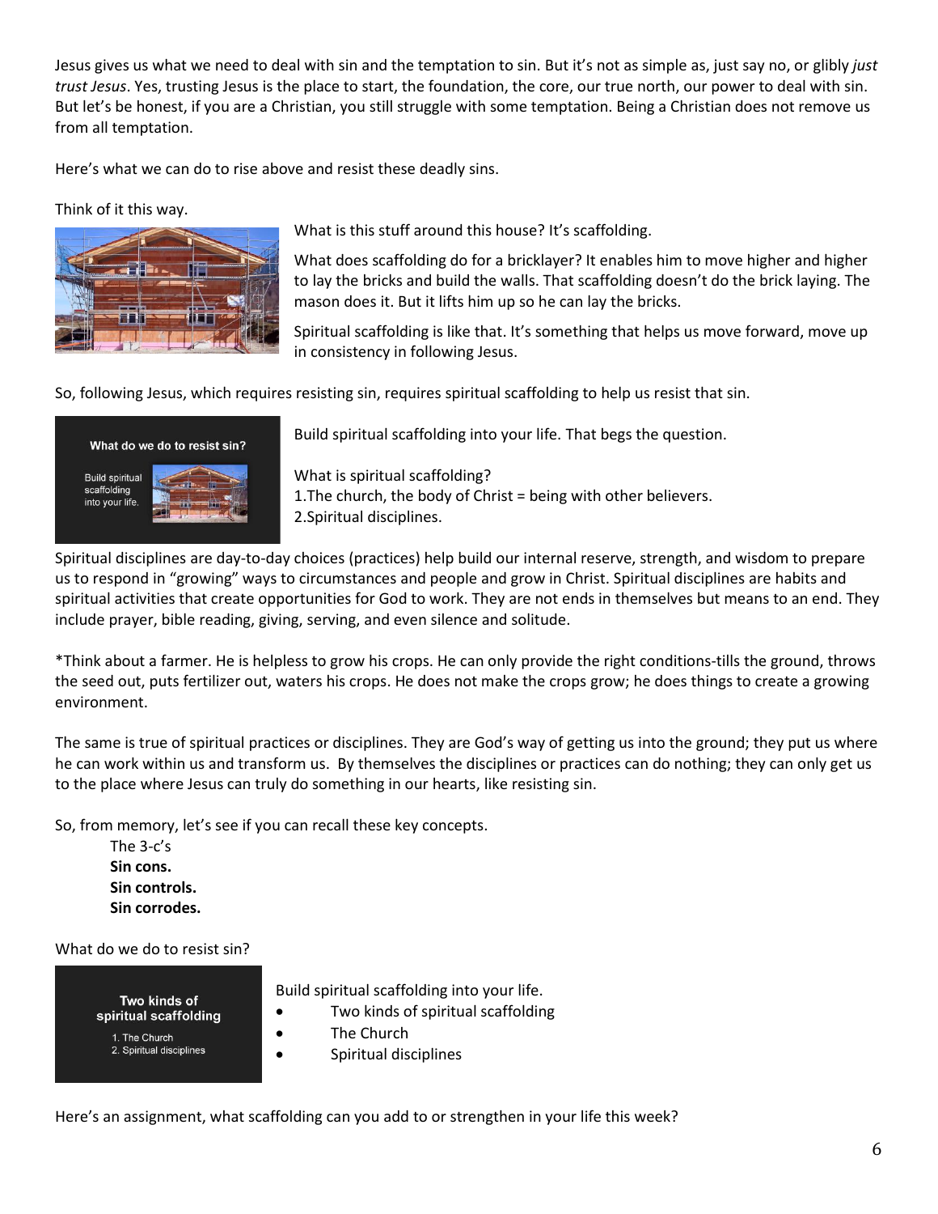Jesus gives us what we need to deal with sin and the temptation to sin. But it's not as simple as, just say no, or glibly *just trust Jesus*. Yes, trusting Jesus is the place to start, the foundation, the core, our true north, our power to deal with sin. But let's be honest, if you are a Christian, you still struggle with some temptation. Being a Christian does not remove us from all temptation.

Here's what we can do to rise above and resist these deadly sins.

Think of it this way.

What is this stuff around this house? It's scaffolding.

What does scaffolding do for a bricklayer? It enables him to move higher and higher to lay the bricks and build the walls. That scaffolding doesn't do the brick laying. The mason does it. But it lifts him up so he can lay the bricks.

Spiritual scaffolding is like that. It's something that helps us move forward, move up in consistency in following Jesus.

So, following Jesus, which requires resisting sin, requires spiritual scaffolding to help us resist that sin.

What do we do to resist sin?

Build spiritual scaffolding into your life.

Build spiritual scaffolding into your life. That begs the question.

What is spiritual scaffolding?
1.The church, the body of Christ = being with other believers.
2.Spiritual disciplines.

Spiritual disciplines are day-to-day choices (practices) help build our internal reserve, strength, and wisdom to prepare us to respond in "growing" ways to circumstances and people and grow in Christ. Spiritual disciplines are habits and spiritual activities that create opportunities for God to work. They are not ends in themselves but means to an end. They include prayer, bible reading, giving, serving, and even silence and solitude.

*Think about a farmer. He is helpless to grow his crops. He can only provide the right conditions-tills the ground, throws the seed out, puts fertilizer out, waters his crops. He does not make the crops grow; he does things to create a growing environment.

The same is true of spiritual practices or disciplines. They are God's way of getting us into the ground; they put us where he can work within us and transform us. By themselves the disciplines or practices can do nothing; they can only get us to the place where Jesus can truly do something in our hearts, like resisting sin.

So, from memory, let's see if you can recall these key concepts.

The 3-c's
**Sin cons.**
**Sin controls.**
**Sin corrodes.**

What do we do to resist sin?

**Two kinds of spiritual scaffolding**

1. The Church
2. Spiritual disciplines

Build spiritual scaffolding into your life.

- Two kinds of spiritual scaffolding
- The Church
- Spiritual disciplines

Here's an assignment, what scaffolding can you add to or strengthen in your life this week?